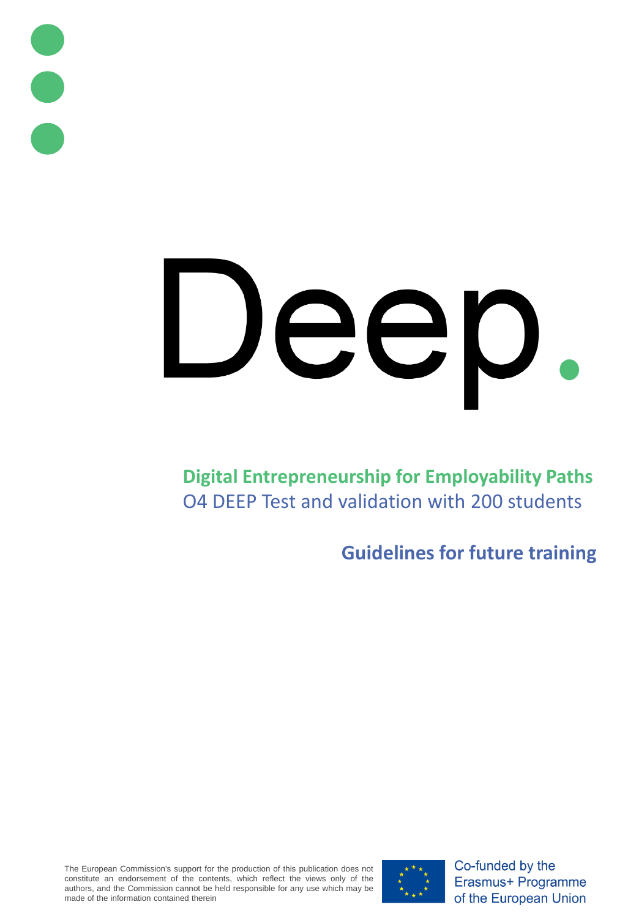# Deep.

**Digital Entrepreneurship for Employability Paths**

O4 DEEP Test and validation with 200 students

## Guidelines for future training

The European Commission's support for the production of this publication does not constitute an endorsement of the contents, which reflect the views only of the authors, and the Commission cannot be held responsible for any use which may be made of the information contained therein

Co-funded by the Erasmus+ Programme of the European Union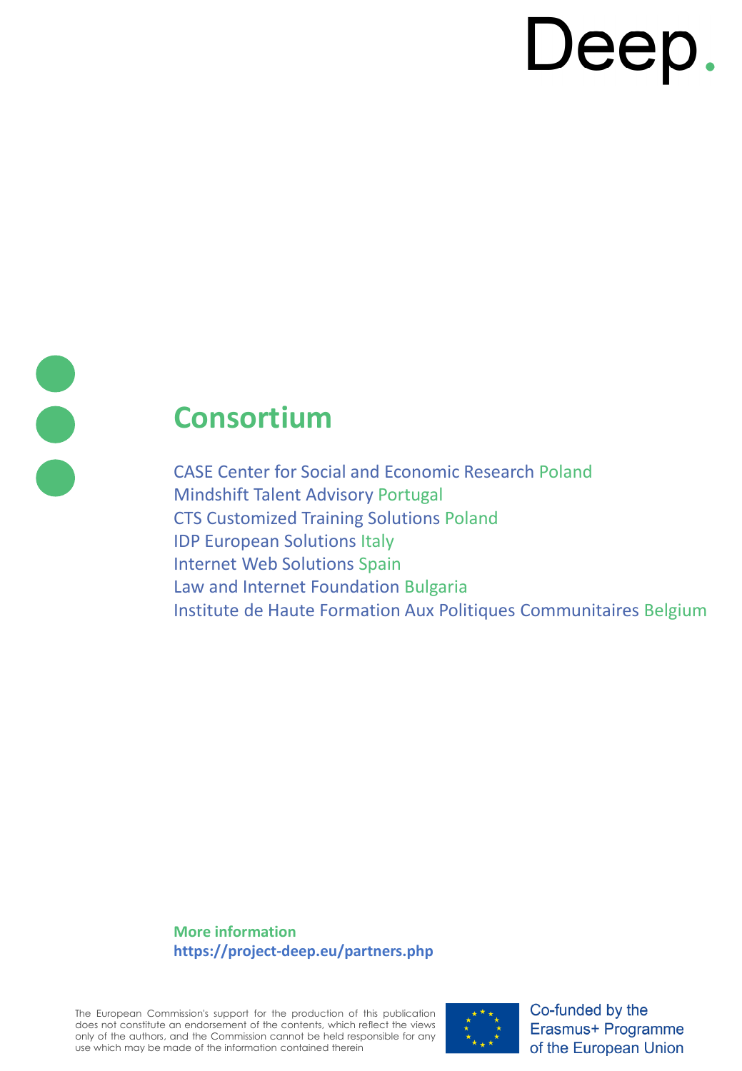Deep.

## Consortium

CASE Center for Social and Economic Research Poland
Mindshift Talent Advisory Portugal
CTS Customized Training Solutions Poland
IDP European Solutions Italy
Internet Web Solutions Spain
Law and Internet Foundation Bulgaria
Institute de Haute Formation Aux Politiques Communitaires Belgium

**More information**
**https://project-deep.eu/partners.php**

The European Commission's support for the production of this publication does not constitute an endorsement of the contents, which reflect the views only of the authors, and the Commission cannot be held responsible for any use which may be made of the information contained therein

Co-funded by the Erasmus+ Programme of the European Union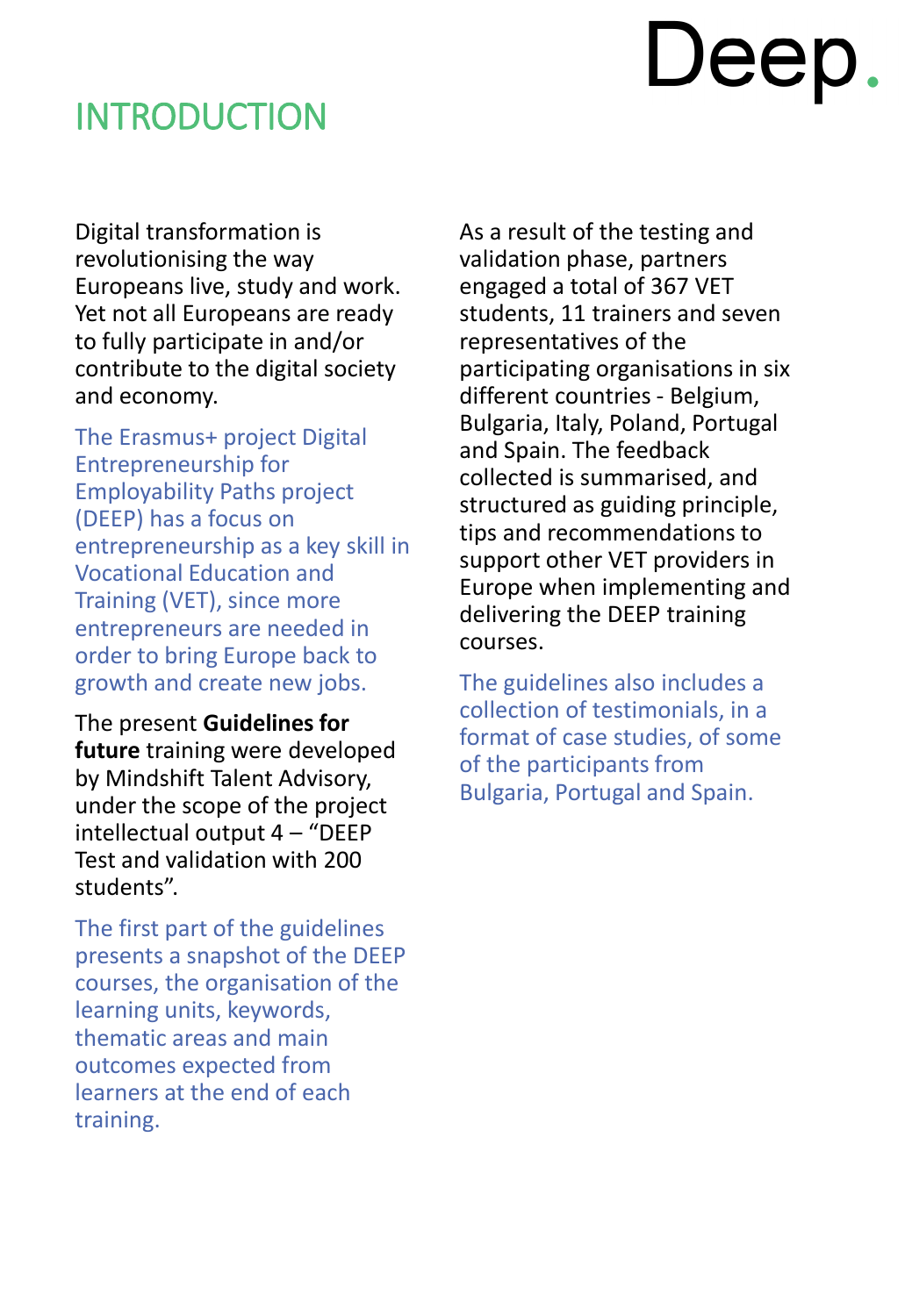# INTRODUCTION

Digital transformation is revolutionising the way Europeans live, study and work. Yet not all Europeans are ready to fully participate in and/or contribute to the digital society and economy.

The Erasmus+ project Digital Entrepreneurship for Employability Paths project (DEEP) has a focus on entrepreneurship as a key skill in Vocational Education and Training (VET), since more entrepreneurs are needed in order to bring Europe back to growth and create new jobs.

The present **Guidelines for future** training were developed by Mindshift Talent Advisory, under the scope of the project intellectual output 4 – "DEEP Test and validation with 200 students".

The first part of the guidelines presents a snapshot of the DEEP courses, the organisation of the learning units, keywords, thematic areas and main outcomes expected from learners at the end of each training.

As a result of the testing and validation phase, partners engaged a total of 367 VET students, 11 trainers and seven representatives of the participating organisations in six different countries - Belgium, Bulgaria, Italy, Poland, Portugal and Spain. The feedback collected is summarised, and structured as guiding principle, tips and recommendations to support other VET providers in Europe when implementing and delivering the DEEP training courses.

The guidelines also includes a collection of testimonials, in a format of case studies, of some of the participants from Bulgaria, Portugal and Spain.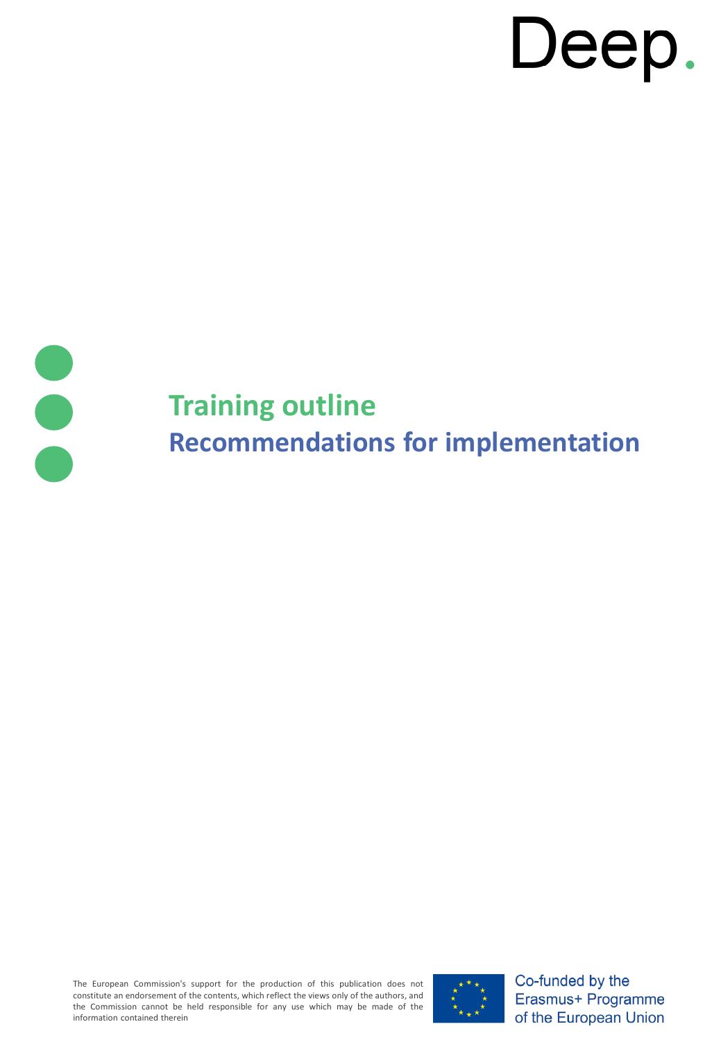Deep.

# Training outline

## Recommendations for implementation

The European Commission's support for the production of this publication does not constitute an endorsement of the contents, which reflect the views only of the authors, and the Commission cannot be held responsible for any use which may be made of the information contained therein

Co-funded by the Erasmus+ Programme of the European Union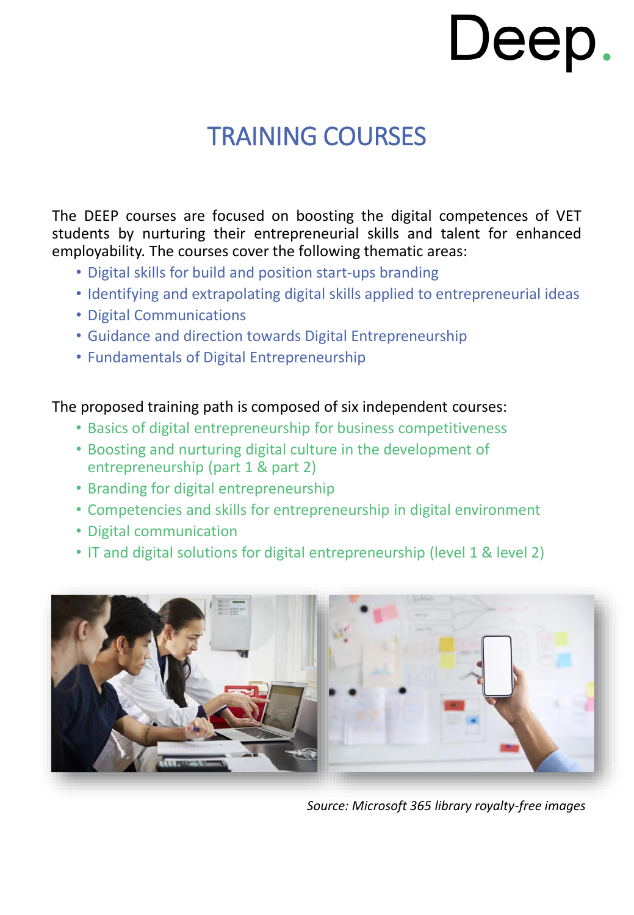# TRAINING COURSES

The DEEP courses are focused on boosting the digital competences of VET students by nurturing their entrepreneurial skills and talent for enhanced employability. The courses cover the following thematic areas:

- Digital skills for build and position start-ups branding
- Identifying and extrapolating digital skills applied to entrepreneurial ideas
- Digital Communications
- Guidance and direction towards Digital Entrepreneurship
- Fundamentals of Digital Entrepreneurship

The proposed training path is composed of six independent courses:

- Basics of digital entrepreneurship for business competitiveness
- Boosting and nurturing digital culture in the development of entrepreneurship (part 1 & part 2)
- Branding for digital entrepreneurship
- Competencies and skills for entrepreneurship in digital environment
- Digital communication
- IT and digital solutions for digital entrepreneurship (level 1 & level 2)

*Source: Microsoft 365 library royalty-free images*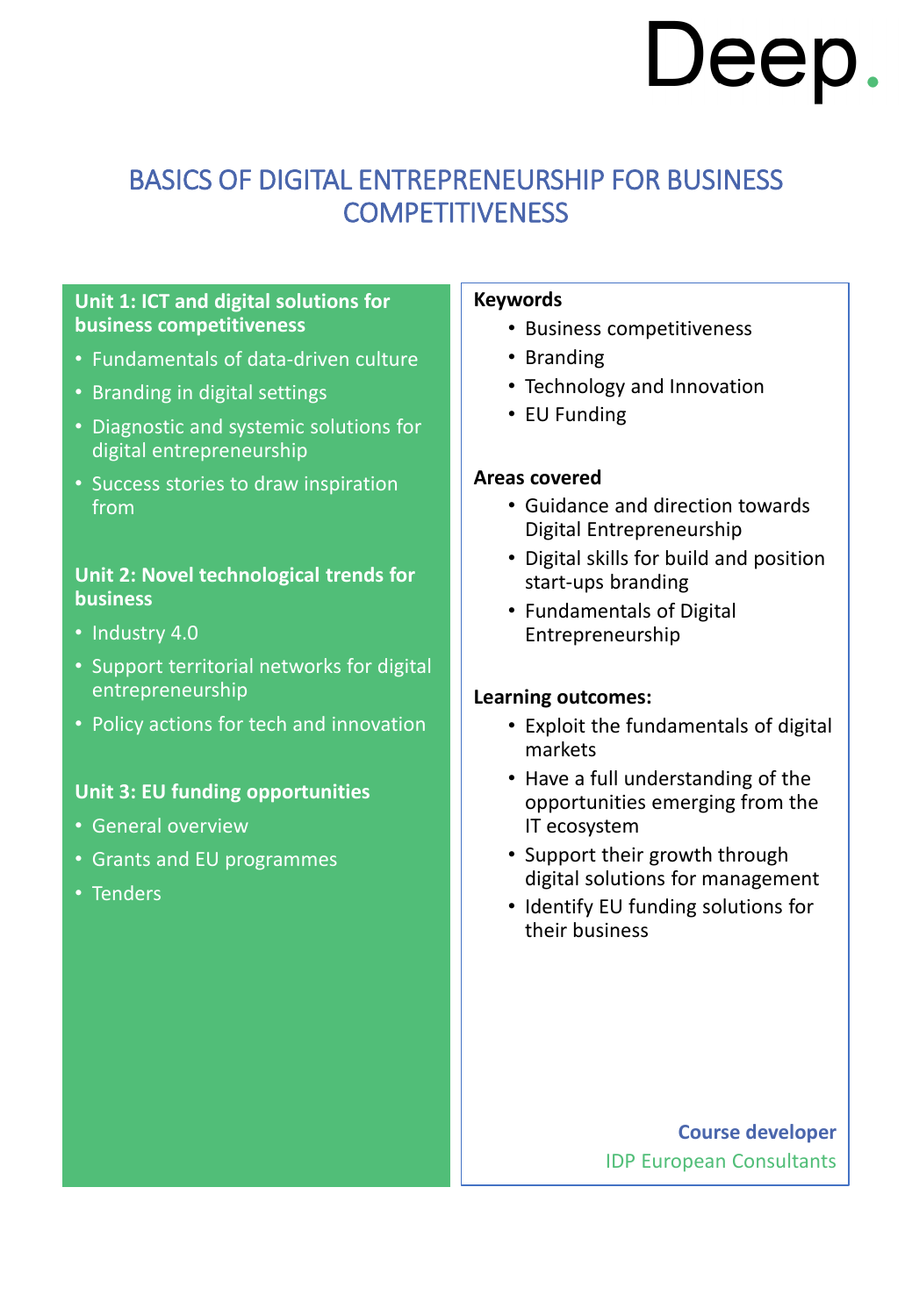Deep.

# BASICS OF DIGITAL ENTREPRENEURSHIP FOR BUSINESS COMPETITIVENESS

### Unit 1: ICT and digital solutions for business competitiveness

- Fundamentals of data-driven culture
- Branding in digital settings
- Diagnostic and systemic solutions for digital entrepreneurship
- Success stories to draw inspiration from

### Unit 2: Novel technological trends for business

- Industry 4.0
- Support territorial networks for digital entrepreneurship
- Policy actions for tech and innovation

### Unit 3: EU funding opportunities

- General overview
- Grants and EU programmes
- Tenders

**Keywords**

- Business competitiveness
- Branding
- Technology and Innovation
- EU Funding

**Areas covered**

- Guidance and direction towards Digital Entrepreneurship
- Digital skills for build and position start-ups branding
- Fundamentals of Digital Entrepreneurship

**Learning outcomes:**

- Exploit the fundamentals of digital markets
- Have a full understanding of the opportunities emerging from the IT ecosystem
- Support their growth through digital solutions for management
- Identify EU funding solutions for their business

**Course developer**

IDP European Consultants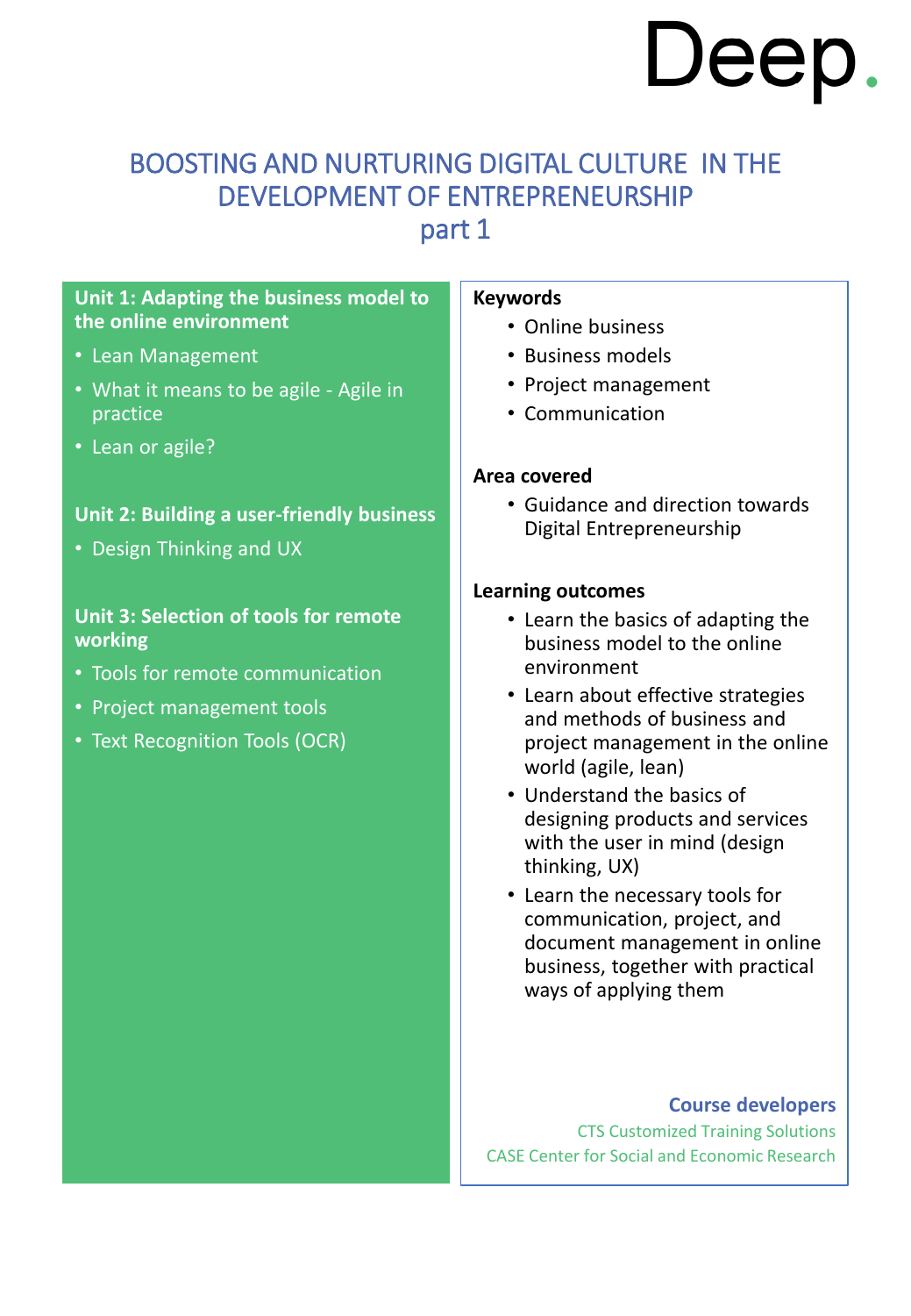Deep.

# BOOSTING AND NURTURING DIGITAL CULTURE IN THE DEVELOPMENT OF ENTREPRENEURSHIP
## part 1

**Unit 1: Adapting the business model to the online environment**

- Lean Management
- What it means to be agile - Agile in practice
- Lean or agile?

**Unit 2: Building a user-friendly business**

- Design Thinking and UX

**Unit 3: Selection of tools for remote working**

- Tools for remote communication
- Project management tools
- Text Recognition Tools (OCR)

**Keywords**

- Online business
- Business models
- Project management
- Communication

**Area covered**

- Guidance and direction towards Digital Entrepreneurship

**Learning outcomes**

- Learn the basics of adapting the business model to the online environment
- Learn about effective strategies and methods of business and project management in the online world (agile, lean)
- Understand the basics of designing products and services with the user in mind (design thinking, UX)
- Learn the necessary tools for communication, project, and document management in online business, together with practical ways of applying them

**Course developers**

CTS Customized Training Solutions
CASE Center for Social and Economic Research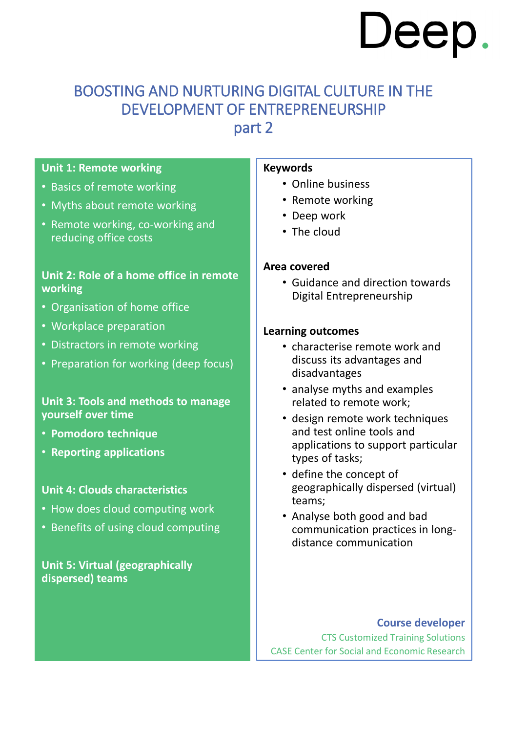# Deep.

## BOOSTING AND NURTURING DIGITAL CULTURE IN THE DEVELOPMENT OF ENTREPRENEURSHIP
## part 2

**Unit 1: Remote working**

- Basics of remote working
- Myths about remote working
- Remote working, co-working and reducing office costs

**Unit 2: Role of a home office in remote working**

- Organisation of home office
- Workplace preparation
- Distractors in remote working
- Preparation for working (deep focus)

**Unit 3: Tools and methods to manage yourself over time**

- **Pomodoro technique**
- **Reporting applications**

**Unit 4: Clouds characteristics**

- How does cloud computing work
- Benefits of using cloud computing

**Unit 5: Virtual (geographically dispersed) teams**

**Keywords**

- Online business
- Remote working
- Deep work
- The cloud

**Area covered**

- Guidance and direction towards Digital Entrepreneurship

**Learning outcomes**

- characterise remote work and discuss its advantages and disadvantages
- analyse myths and examples related to remote work;
- design remote work techniques and test online tools and applications to support particular types of tasks;
- define the concept of geographically dispersed (virtual) teams;
- Analyse both good and bad communication practices in long-distance communication

**Course developer**

CTS Customized Training Solutions

CASE Center for Social and Economic Research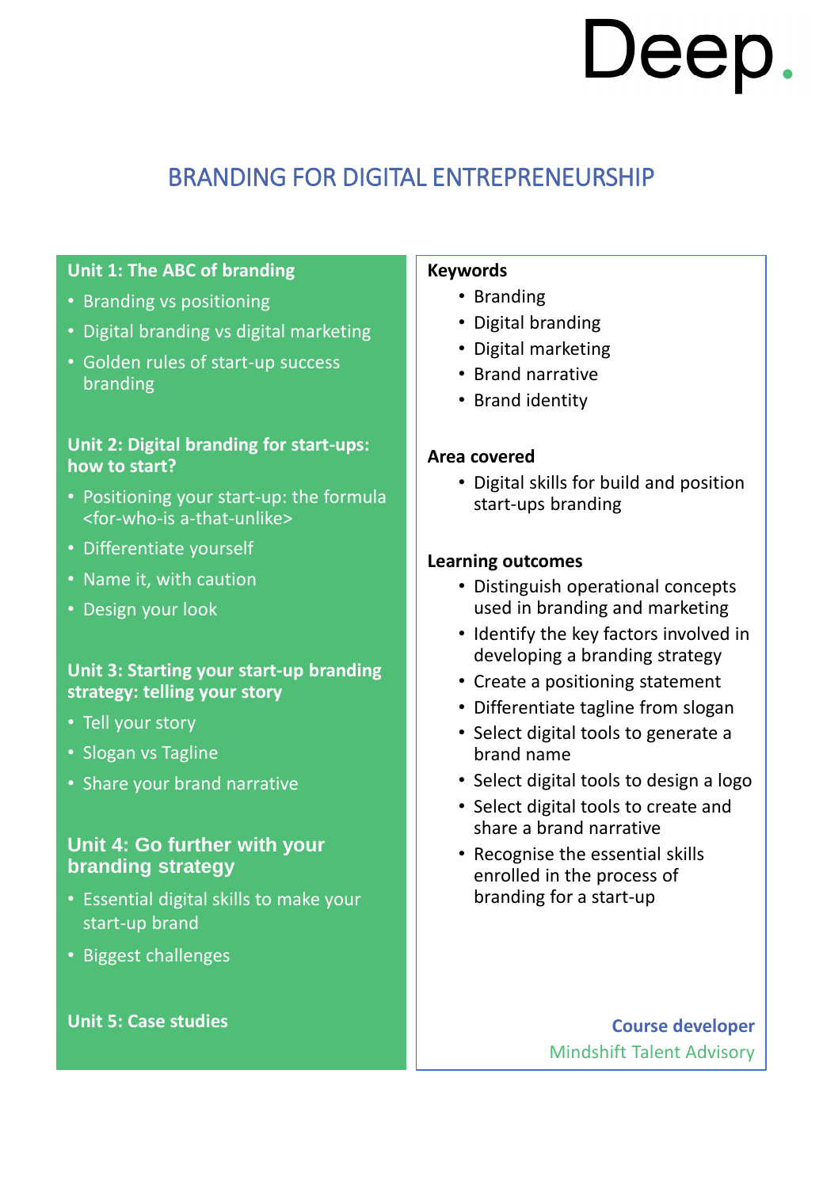Deep.

# BRANDING FOR DIGITAL ENTREPRENEURSHIP

**Unit 1: The ABC of branding**

- Branding vs positioning
- Digital branding vs digital marketing
- Golden rules of start-up success branding

**Unit 2: Digital branding for start-ups: how to start?**

- Positioning your start-up: the formula <for-who-is a-that-unlike>
- Differentiate yourself
- Name it, with caution
- Design your look

**Unit 3: Starting your start-up branding strategy: telling your story**

- Tell your story
- Slogan vs Tagline
- Share your brand narrative

**Unit 4: Go further with your branding strategy**

- Essential digital skills to make your start-up brand
- Biggest challenges

**Unit 5: Case studies**

**Keywords**

- Branding
- Digital branding
- Digital marketing
- Brand narrative
- Brand identity

**Area covered**

- Digital skills for build and position start-ups branding

**Learning outcomes**

- Distinguish operational concepts used in branding and marketing
- Identify the key factors involved in developing a branding strategy
- Create a positioning statement
- Differentiate tagline from slogan
- Select digital tools to generate a brand name
- Select digital tools to design a logo
- Select digital tools to create and share a brand narrative
- Recognise the essential skills enrolled in the process of branding for a start-up

**Course developer**
Mindshift Talent Advisory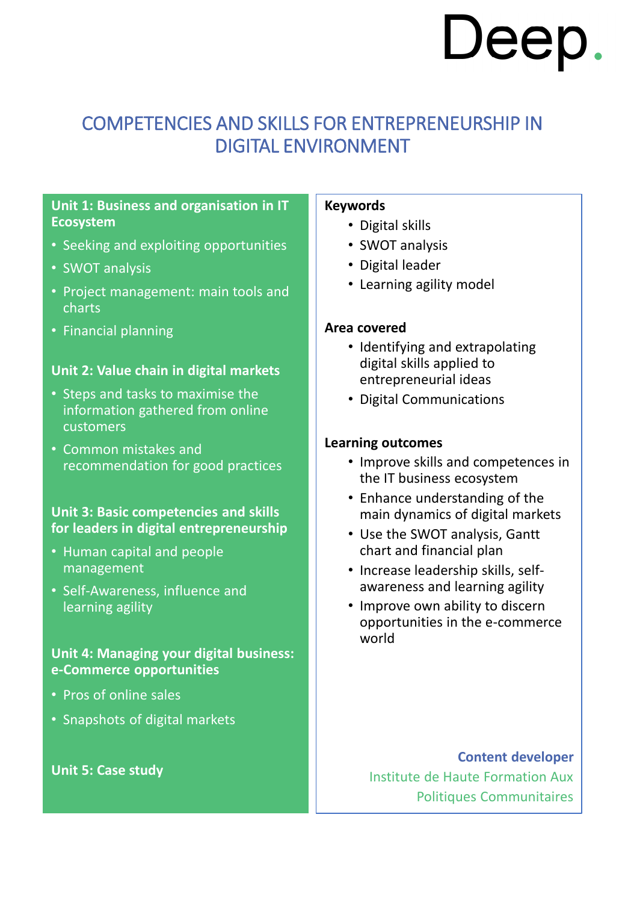Deep.

# COMPETENCIES AND SKILLS FOR ENTREPRENEURSHIP IN DIGITAL ENVIRONMENT

**Unit 1: Business and organisation in IT Ecosystem**

- Seeking and exploiting opportunities
- SWOT analysis
- Project management: main tools and charts
- Financial planning

**Unit 2: Value chain in digital markets**

- Steps and tasks to maximise the information gathered from online customers
- Common mistakes and recommendation for good practices

**Unit 3: Basic competencies and skills for leaders in digital entrepreneurship**

- Human capital and people management
- Self-Awareness, influence and learning agility

**Unit 4: Managing your digital business: e-Commerce opportunities**

- Pros of online sales
- Snapshots of digital markets

**Unit 5: Case study**

**Keywords**

- Digital skills
- SWOT analysis
- Digital leader
- Learning agility model

**Area covered**

- Identifying and extrapolating digital skills applied to entrepreneurial ideas
- Digital Communications

**Learning outcomes**

- Improve skills and competences in the IT business ecosystem
- Enhance understanding of the main dynamics of digital markets
- Use the SWOT analysis, Gantt chart and financial plan
- Increase leadership skills, self-awareness and learning agility
- Improve own ability to discern opportunities in the e-commerce world

**Content developer**

Institute de Haute Formation Aux Politiques Communitaires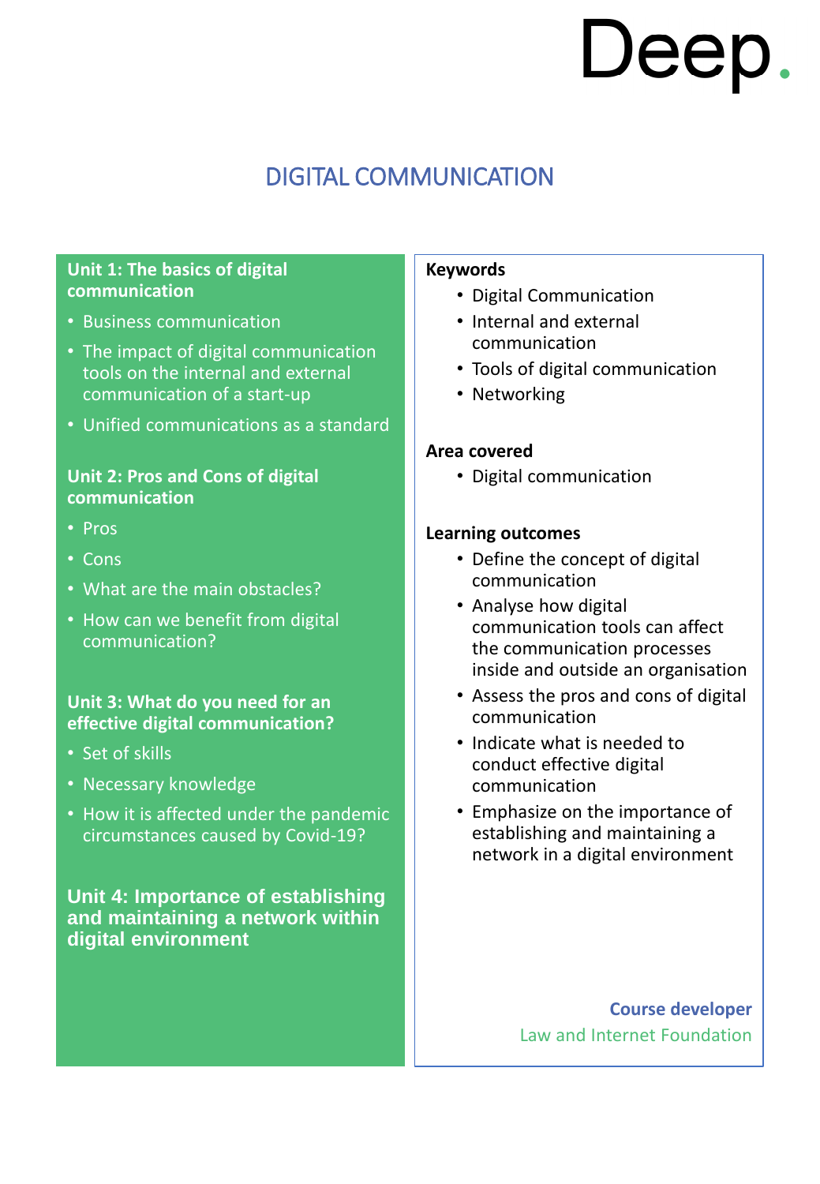Deep.

# DIGITAL COMMUNICATION

### Unit 1: The basics of digital communication

- Business communication
- The impact of digital communication tools on the internal and external communication of a start-up
- Unified communications as a standard

### Unit 2: Pros and Cons of digital communication

- Pros
- Cons
- What are the main obstacles?
- How can we benefit from digital communication?

### Unit 3: What do you need for an effective digital communication?

- Set of skills
- Necessary knowledge
- How it is affected under the pandemic circumstances caused by Covid-19?

### Unit 4: Importance of establishing and maintaining a network within digital environment

**Keywords**

- Digital Communication
- Internal and external communication
- Tools of digital communication
- Networking

**Area covered**

- Digital communication

**Learning outcomes**

- Define the concept of digital communication
- Analyse how digital communication tools can affect the communication processes inside and outside an organisation
- Assess the pros and cons of digital communication
- Indicate what is needed to conduct effective digital communication
- Emphasize on the importance of establishing and maintaining a network in a digital environment

**Course developer**

Law and Internet Foundation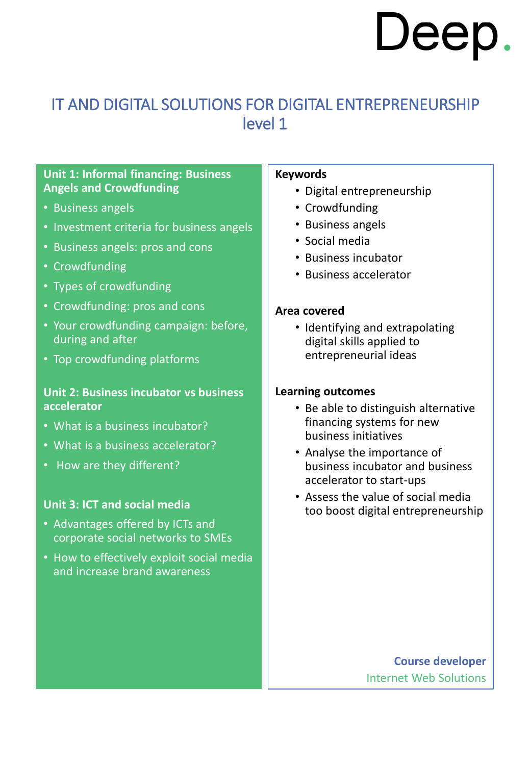Deep.

# IT AND DIGITAL SOLUTIONS FOR DIGITAL ENTREPRENEURSHIP level 1

### Unit 1: Informal financing: Business Angels and Crowdfunding

- Business angels
- Investment criteria for business angels
- Business angels: pros and cons
- Crowdfunding
- Types of crowdfunding
- Crowdfunding: pros and cons
- Your crowdfunding campaign: before, during and after
- Top crowdfunding platforms

### Unit 2: Business incubator vs business accelerator

- What is a business incubator?
- What is a business accelerator?
- How are they different?

### Unit 3: ICT and social media

- Advantages offered by ICTs and corporate social networks to SMEs
- How to effectively exploit social media and increase brand awareness

**Keywords**

- Digital entrepreneurship
- Crowdfunding
- Business angels
- Social media
- Business incubator
- Business accelerator

**Area covered**

- Identifying and extrapolating digital skills applied to entrepreneurial ideas

**Learning outcomes**

- Be able to distinguish alternative financing systems for new business initiatives
- Analyse the importance of business incubator and business accelerator to start-ups
- Assess the value of social media too boost digital entrepreneurship

**Course developer**

Internet Web Solutions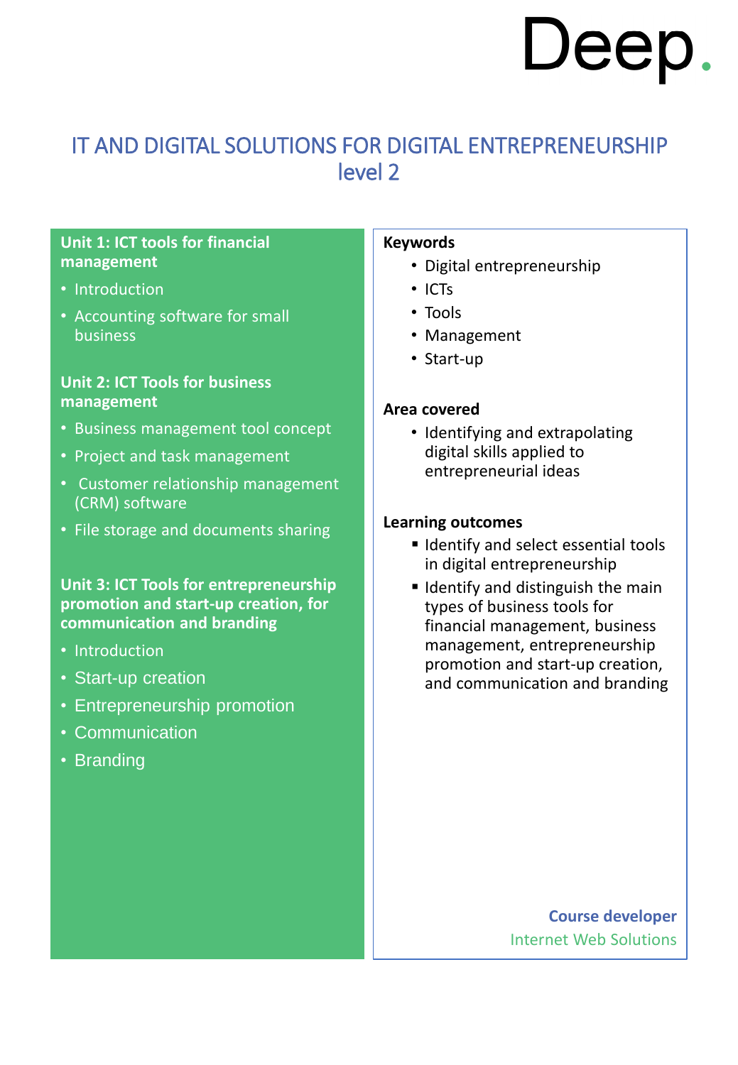Deep.

# IT AND DIGITAL SOLUTIONS FOR DIGITAL ENTREPRENEURSHIP level 2

**Unit 1: ICT tools for financial management**

- Introduction
- Accounting software for small business

**Unit 2: ICT Tools for business management**

- Business management tool concept
- Project and task management
- Customer relationship management (CRM) software
- File storage and documents sharing

**Unit 3: ICT Tools for entrepreneurship promotion and start-up creation, for communication and branding**

- Introduction
- Start-up creation
- Entrepreneurship promotion
- Communication
- Branding

**Keywords**

- Digital entrepreneurship
- ICTs
- Tools
- Management
- Start-up

**Area covered**

- Identifying and extrapolating digital skills applied to entrepreneurial ideas

**Learning outcomes**

- Identify and select essential tools in digital entrepreneurship
- Identify and distinguish the main types of business tools for financial management, business management, entrepreneurship promotion and start-up creation, and communication and branding

**Course developer**

Internet Web Solutions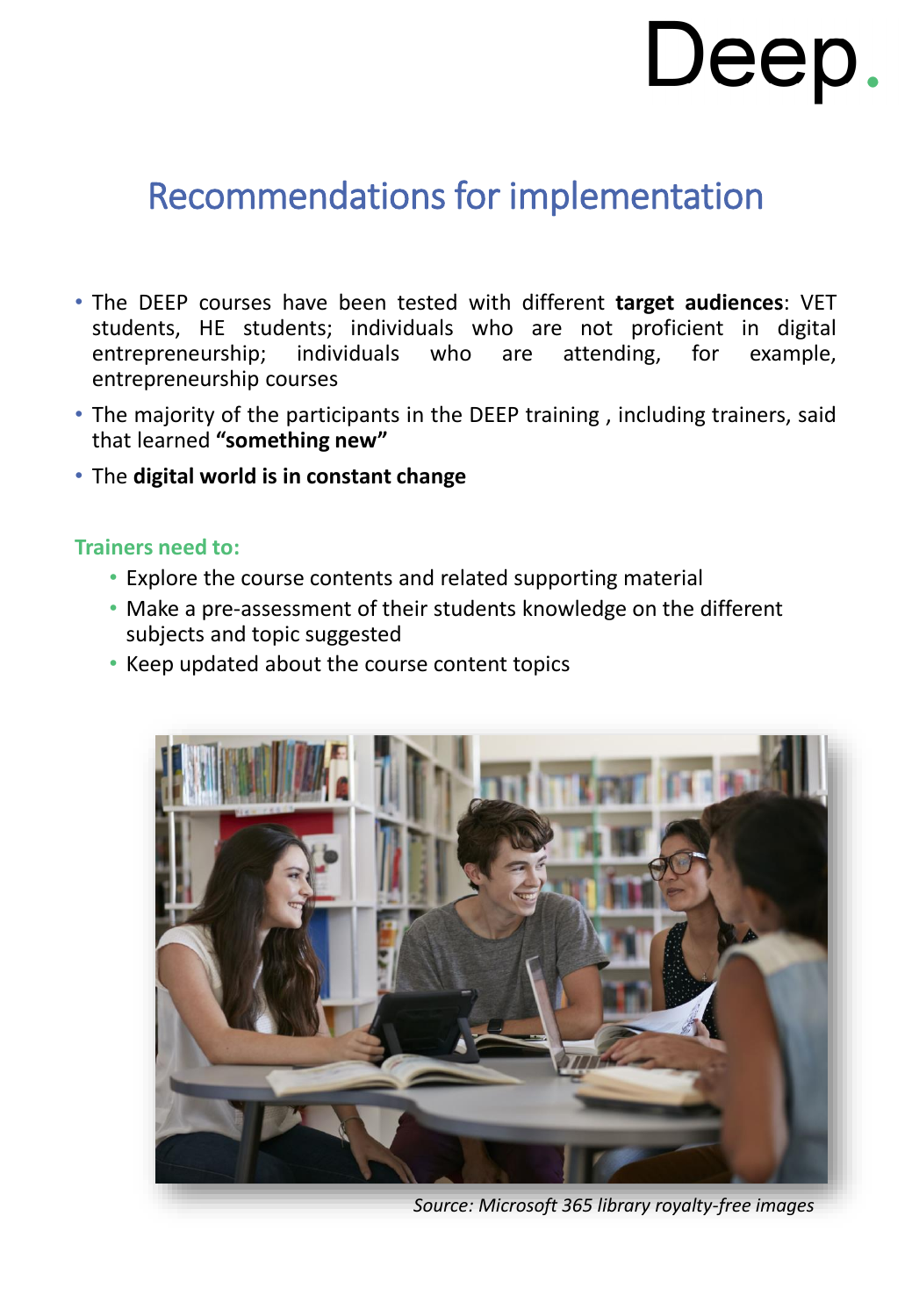# Recommendations for implementation

- The DEEP courses have been tested with different **target audiences**: VET students, HE students; individuals who are not proficient in digital entrepreneurship; individuals who are attending, for example, entrepreneurship courses
- The majority of the participants in the DEEP training , including trainers, said that learned **"something new"**
- The **digital world is in constant change**

**Trainers need to:**

- Explore the course contents and related supporting material
- Make a pre-assessment of their students knowledge on the different subjects and topic suggested
- Keep updated about the course content topics

*Source: Microsoft 365 library royalty-free images*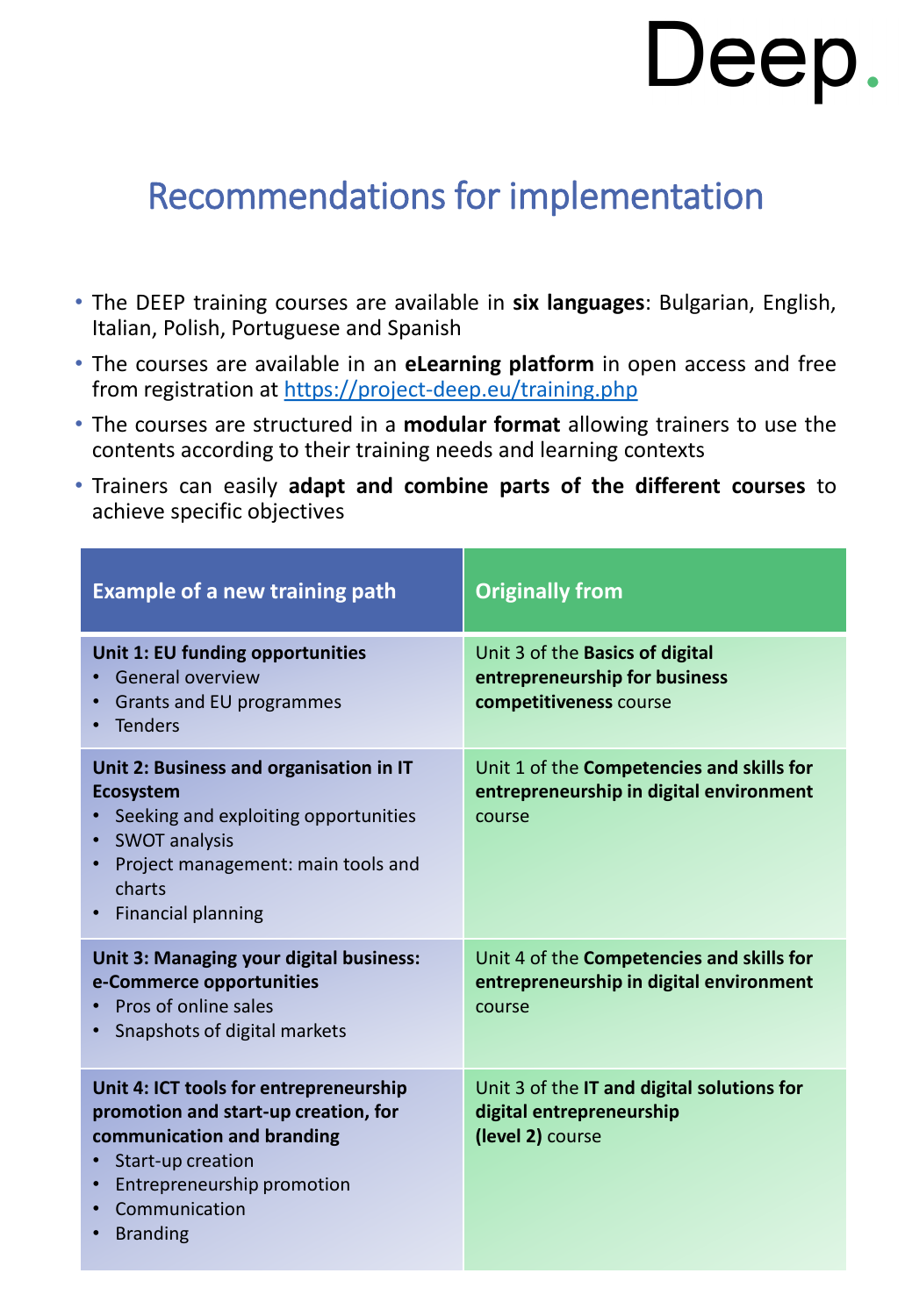Deep.

# Recommendations for implementation

- The DEEP training courses are available in **six languages**: Bulgarian, English, Italian, Polish, Portuguese and Spanish
- The courses are available in an **eLearning platform** in open access and free from registration at https://project-deep.eu/training.php
- The courses are structured in a **modular format** allowing trainers to use the contents according to their training needs and learning contexts
- Trainers can easily **adapt and combine parts of the different courses** to achieve specific objectives

| Example of a new training path | Originally from |
|---|---|
| **Unit 1: EU funding opportunities**<br>• General overview<br>• Grants and EU programmes<br>• Tenders | Unit 3 of the **Basics of digital entrepreneurship for business competitiveness** course |
| **Unit 2: Business and organisation in IT Ecosystem**<br>• Seeking and exploiting opportunities<br>• SWOT analysis<br>• Project management: main tools and charts<br>• Financial planning | Unit 1 of the **Competencies and skills for entrepreneurship in digital environment** course |
| **Unit 3: Managing your digital business: e-Commerce opportunities**<br>• Pros of online sales<br>• Snapshots of digital markets | Unit 4 of the **Competencies and skills for entrepreneurship in digital environment** course |
| **Unit 4: ICT tools for entrepreneurship promotion and start-up creation, for communication and branding**<br>• Start-up creation<br>• Entrepreneurship promotion<br>• Communication<br>• Branding | Unit 3 of the **IT and digital solutions for digital entrepreneurship (level 2)** course |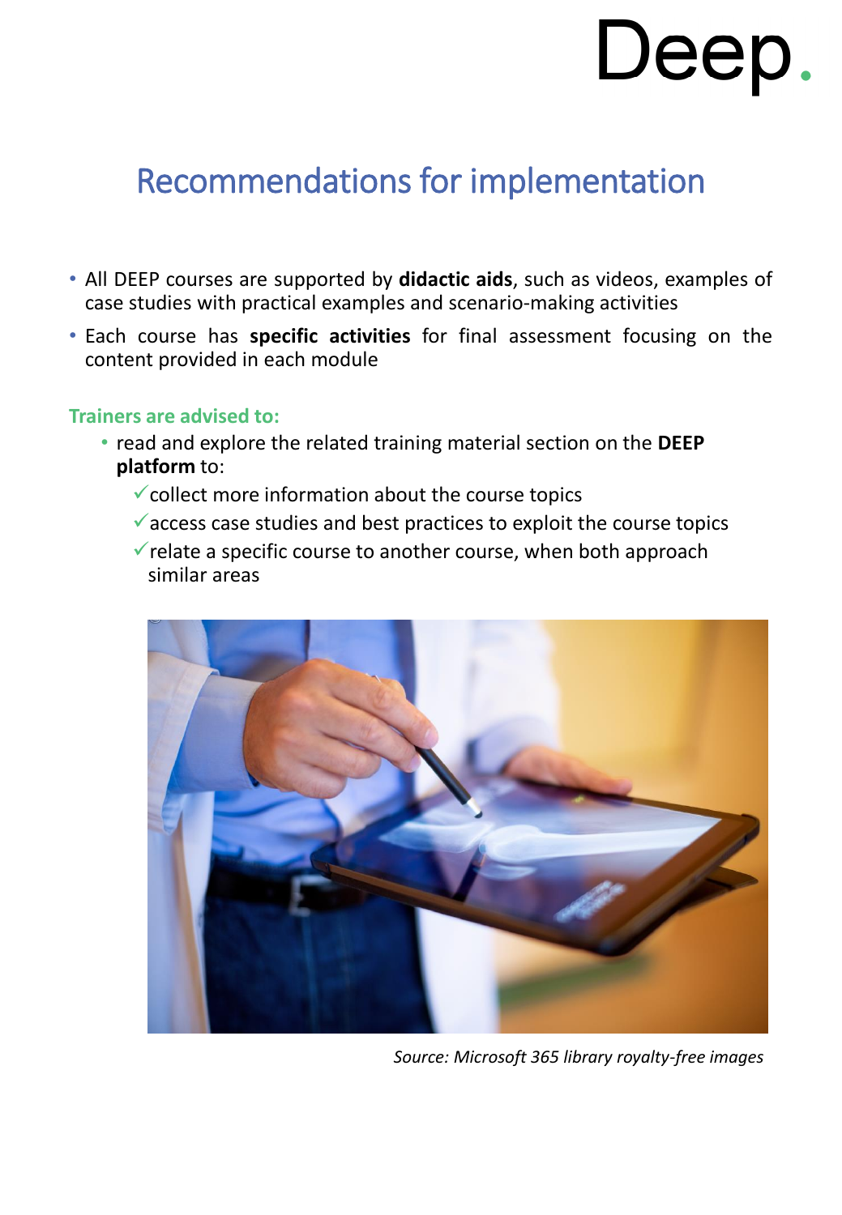# Recommendations for implementation

- All DEEP courses are supported by **didactic aids**, such as videos, examples of case studies with practical examples and scenario-making activities
- Each course has **specific activities** for final assessment focusing on the content provided in each module

**Trainers are advised to:**

- read and explore the related training material section on the **DEEP platform** to:
  - ✓ collect more information about the course topics
  - ✓ access case studies and best practices to exploit the course topics
  - ✓ relate a specific course to another course, when both approach similar areas

*Source: Microsoft 365 library royalty-free images*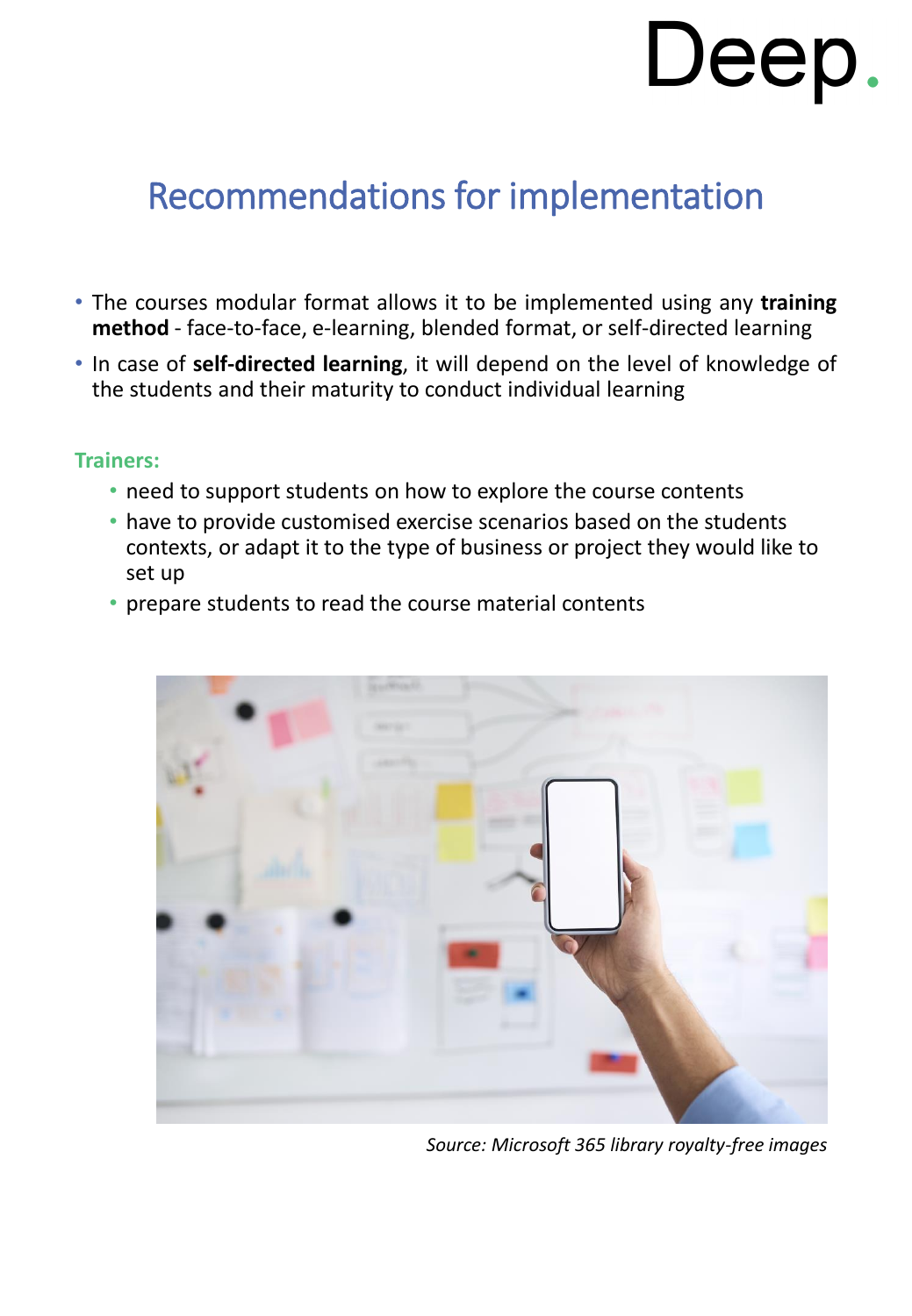# Recommendations for implementation

- The courses modular format allows it to be implemented using any **training method** - face-to-face, e-learning, blended format, or self-directed learning
- In case of **self-directed learning**, it will depend on the level of knowledge of the students and their maturity to conduct individual learning

**Trainers:**

- need to support students on how to explore the course contents
- have to provide customised exercise scenarios based on the students contexts, or adapt it to the type of business or project they would like to set up
- prepare students to read the course material contents

*Source: Microsoft 365 library royalty-free images*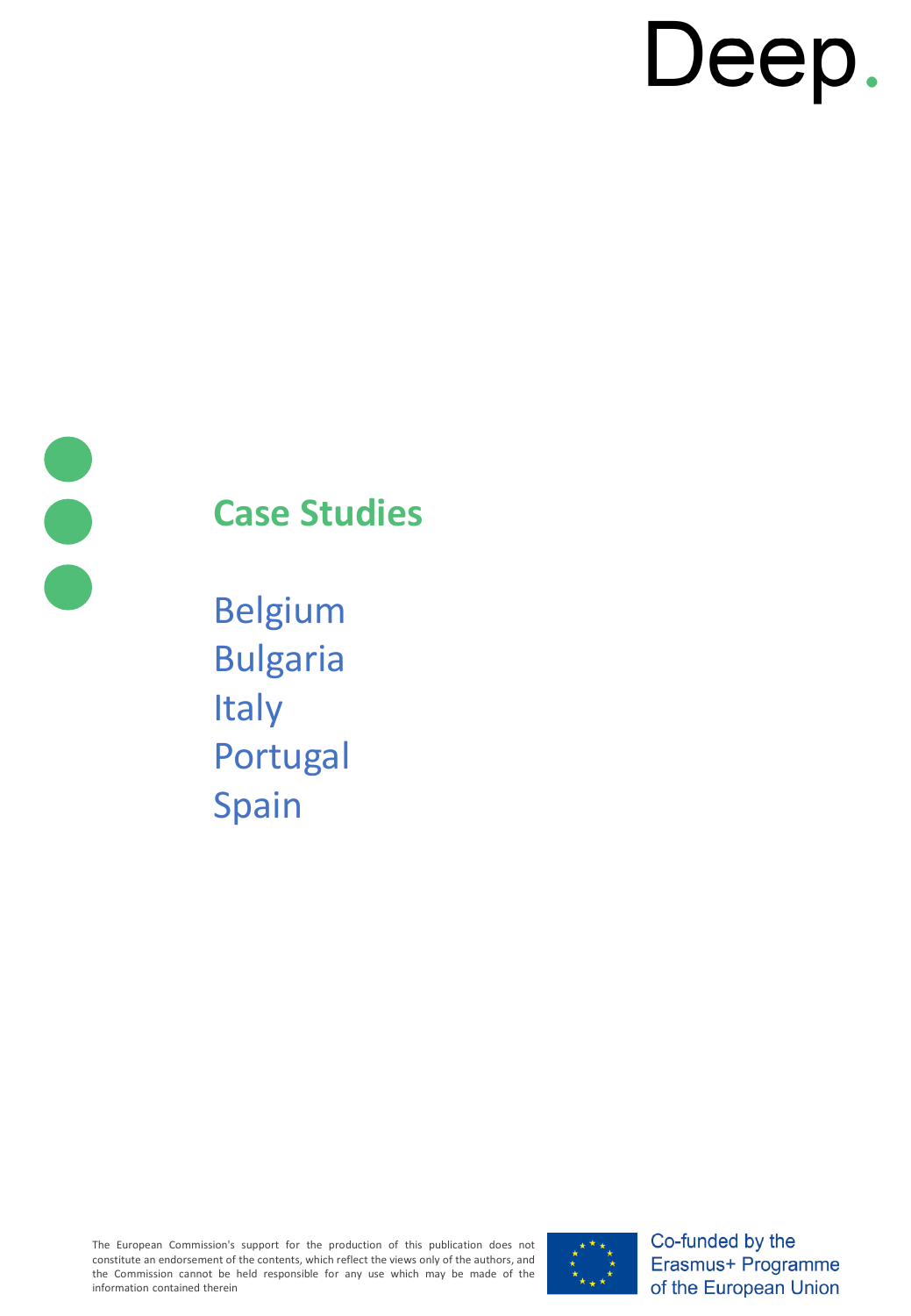Deep.

## Case Studies

Belgium
Bulgaria
Italy
Portugal
Spain

The European Commission's support for the production of this publication does not constitute an endorsement of the contents, which reflect the views only of the authors, and the Commission cannot be held responsible for any use which may be made of the information contained therein

Co-funded by the Erasmus+ Programme of the European Union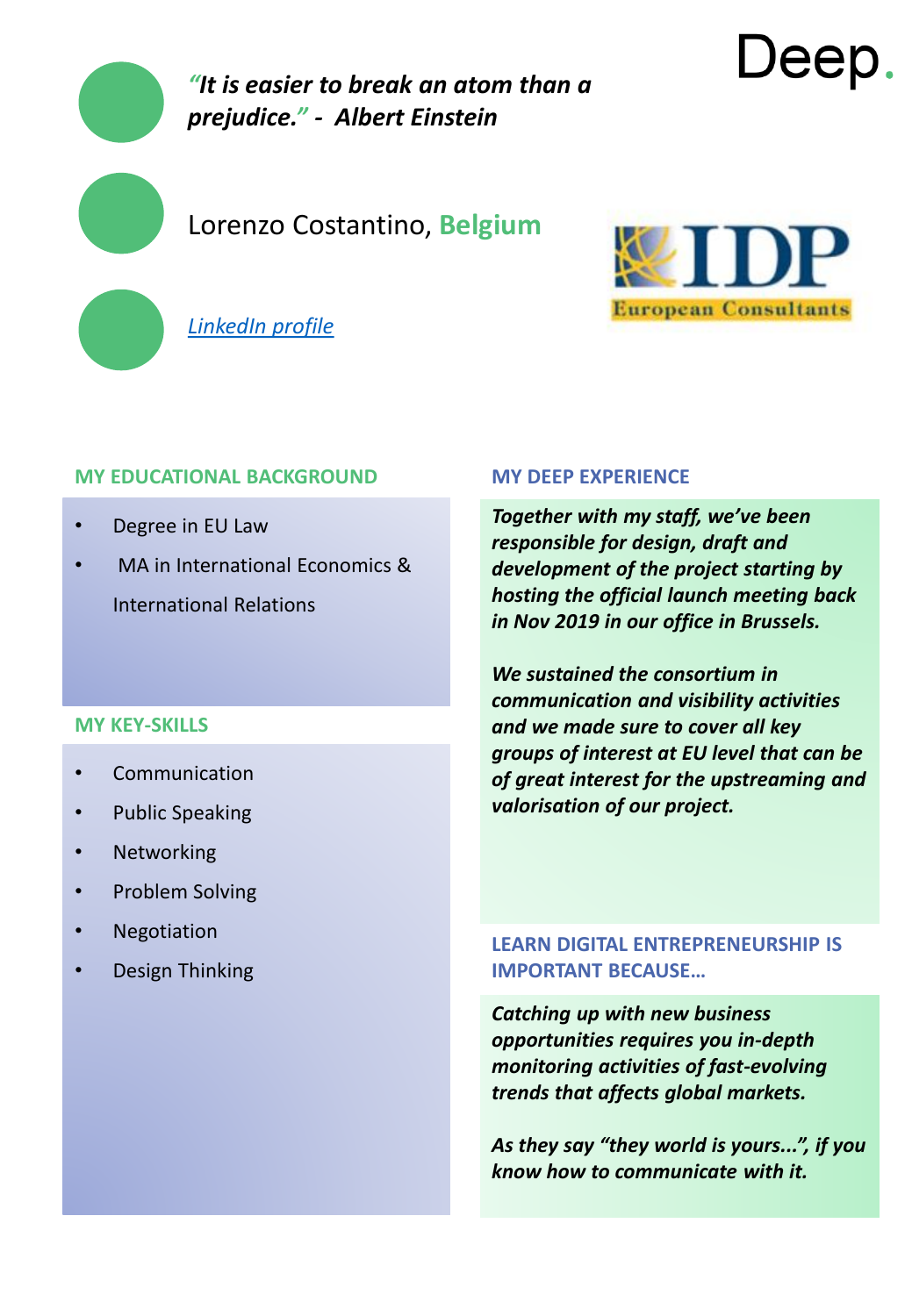Deep.

*"It is easier to break an atom than a prejudice." - Albert Einstein*

Lorenzo Costantino, **Belgium**

[LinkedIn profile]

IDP European Consultants

### MY EDUCATIONAL BACKGROUND

- Degree in EU Law
- MA in International Economics & International Relations

### MY KEY-SKILLS

- Communication
- Public Speaking
- Networking
- Problem Solving
- Negotiation
- Design Thinking

### MY DEEP EXPERIENCE

***Together with my staff, we've been responsible for design, draft and development of the project starting by hosting the official launch meeting back in Nov 2019 in our office in Brussels.***

***We sustained the consortium in communication and visibility activities and we made sure to cover all key groups of interest at EU level that can be of great interest for the upstreaming and valorisation of our project.***

### LEARN DIGITAL ENTREPRENEURSHIP IS IMPORTANT BECAUSE…

***Catching up with new business opportunities requires you in-depth monitoring activities of fast-evolving trends that affects global markets.***

***As they say "they world is yours...", if you know how to communicate with it.***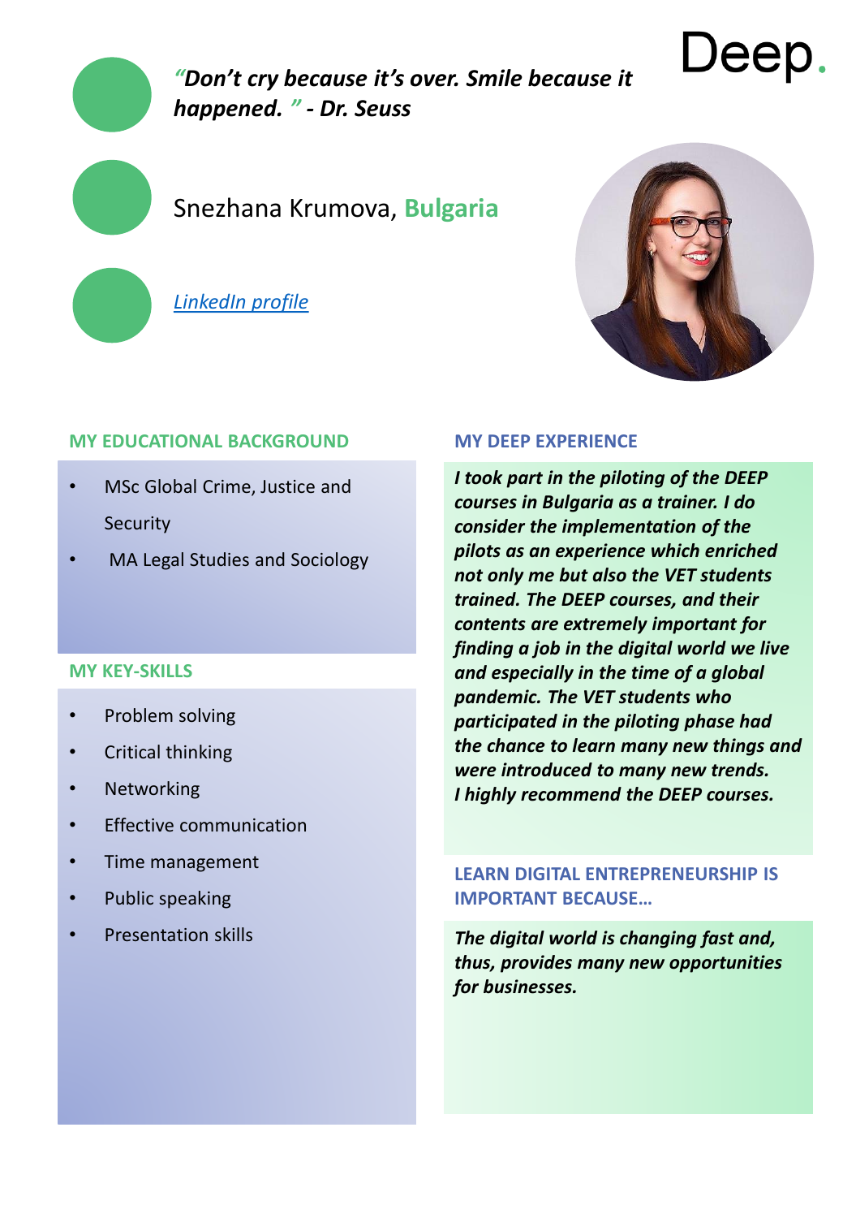Deep.

*"Don't cry because it's over. Smile because it happened."* - Dr. Seuss

Snezhana Krumova, **Bulgaria**

[LinkedIn profile]

## MY EDUCATIONAL BACKGROUND

- MSc Global Crime, Justice and Security
- MA Legal Studies and Sociology

## MY KEY-SKILLS

- Problem solving
- Critical thinking
- Networking
- Effective communication
- Time management
- Public speaking
- Presentation skills

## MY DEEP EXPERIENCE

***I took part in the piloting of the DEEP courses in Bulgaria as a trainer. I do consider the implementation of the pilots as an experience which enriched not only me but also the VET students trained. The DEEP courses, and their contents are extremely important for finding a job in the digital world we live and especially in the time of a global pandemic. The VET students who participated in the piloting phase had the chance to learn many new things and were introduced to many new trends.***
***I highly recommend the DEEP courses.***

## LEARN DIGITAL ENTREPRENEURSHIP IS IMPORTANT BECAUSE…

***The digital world is changing fast and, thus, provides many new opportunities for businesses.***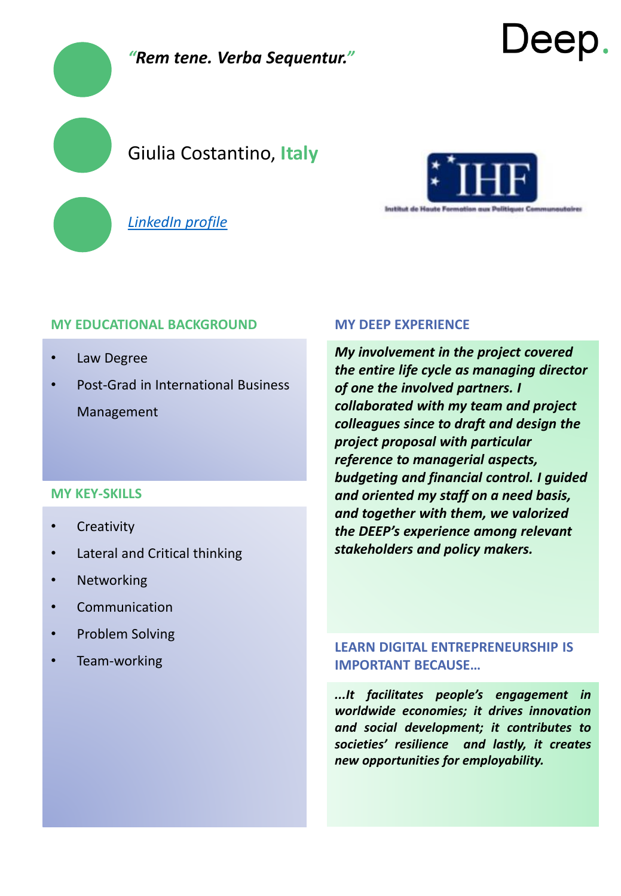Deep.

***"Rem tene. Verba Sequentur."***

Giulia Costantino, **Italy**

*[LinkedIn profile]*

IHF
Institut de Haute Formation aux Politiques Communautaires

## MY EDUCATIONAL BACKGROUND

- Law Degree
- Post-Grad in International Business Management

## MY KEY-SKILLS

- Creativity
- Lateral and Critical thinking
- Networking
- Communication
- Problem Solving
- Team-working

## MY DEEP EXPERIENCE

***My involvement in the project covered the entire life cycle as managing director of one the involved partners. I collaborated with my team and project colleagues since to draft and design the project proposal with particular reference to managerial aspects, budgeting and financial control. I guided and oriented my staff on a need basis, and together with them, we valorized the DEEP's experience among relevant stakeholders and policy makers.***

## LEARN DIGITAL ENTREPRENEURSHIP IS IMPORTANT BECAUSE…

***...It facilitates people's engagement in worldwide economies; it drives innovation and social development; it contributes to societies' resilience and lastly, it creates new opportunities for employability.***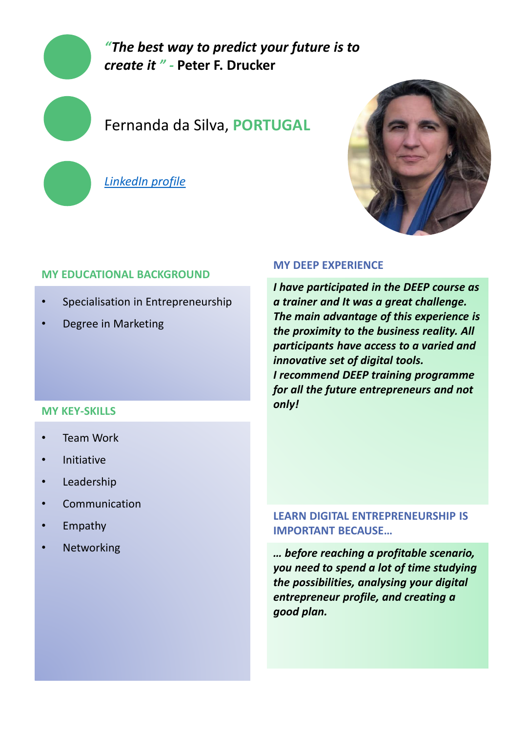*"The best way to predict your future is to create it"* - **Peter F. Drucker**

Fernanda da Silva, **PORTUGAL**

*LinkedIn profile*

## MY EDUCATIONAL BACKGROUND

- Specialisation in Entrepreneurship
- Degree in Marketing

## MY KEY-SKILLS

- Team Work
- Initiative
- Leadership
- Communication
- Empathy
- Networking

## MY DEEP EXPERIENCE

***I have participated in the DEEP course as a trainer and It was a great challenge. The main advantage of this experience is the proximity to the business reality. All participants have access to a varied and innovative set of digital tools. I recommend DEEP training programme for all the future entrepreneurs and not only!***

## LEARN DIGITAL ENTREPRENEURSHIP IS IMPORTANT BECAUSE…

***… before reaching a profitable scenario, you need to spend a lot of time studying the possibilities, analysing your digital entrepreneur profile, and creating a good plan.***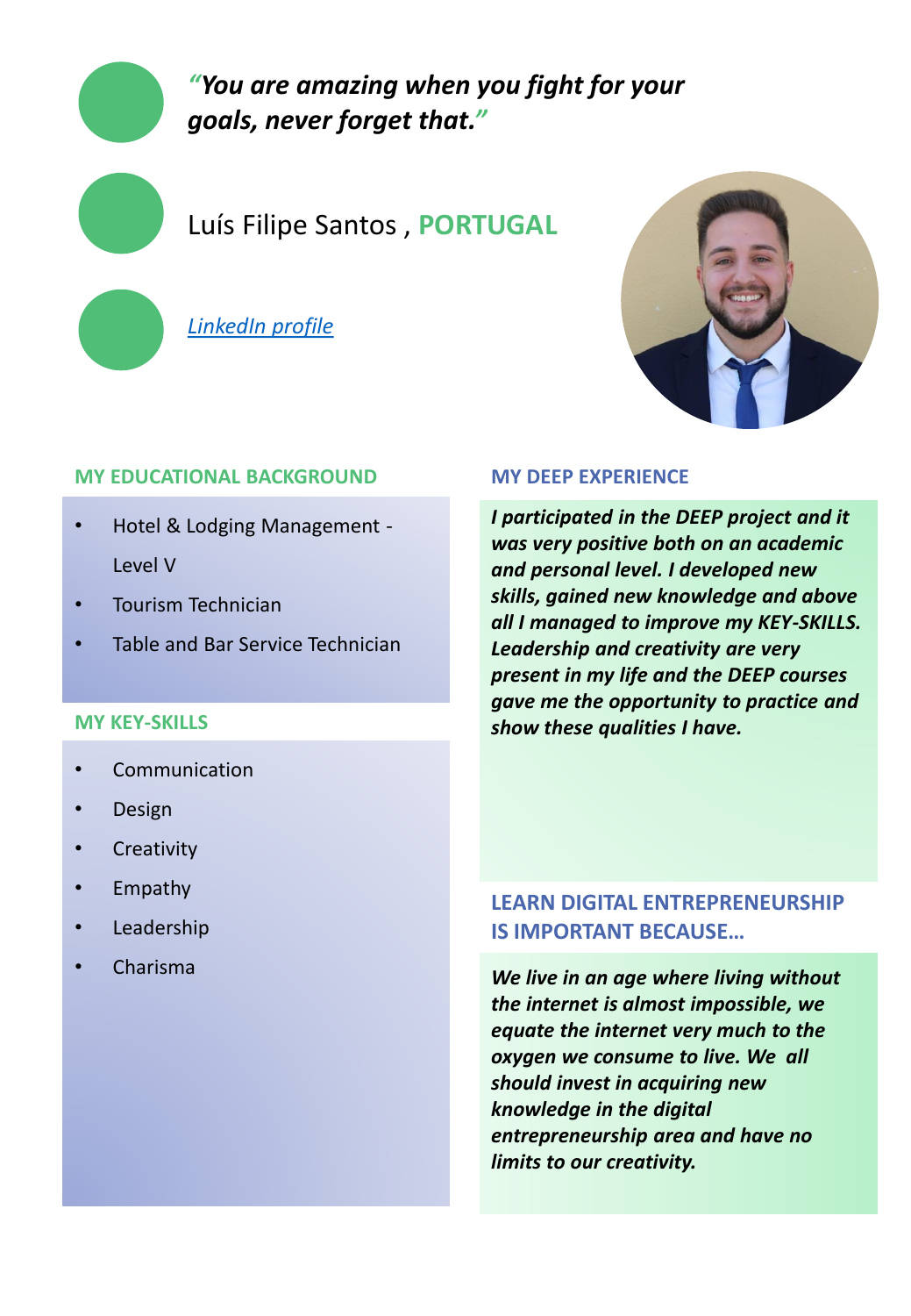*"You are amazing when you fight for your goals, never forget that."*

Luís Filipe Santos , **PORTUGAL**

[*LinkedIn profile*]

## MY EDUCATIONAL BACKGROUND

- Hotel & Lodging Management - Level V
- Tourism Technician
- Table and Bar Service Technician

## MY KEY-SKILLS

- Communication
- Design
- Creativity
- Empathy
- Leadership
- Charisma

## MY DEEP EXPERIENCE

***I participated in the DEEP project and it was very positive both on an academic and personal level. I developed new skills, gained new knowledge and above all I managed to improve my KEY-SKILLS. Leadership and creativity are very present in my life and the DEEP courses gave me the opportunity to practice and show these qualities I have.***

## LEARN DIGITAL ENTREPRENEURSHIP IS IMPORTANT BECAUSE…

***We live in an age where living without the internet is almost impossible, we equate the internet very much to the oxygen we consume to live. We all should invest in acquiring new knowledge in the digital entrepreneurship area and have no limits to our creativity.***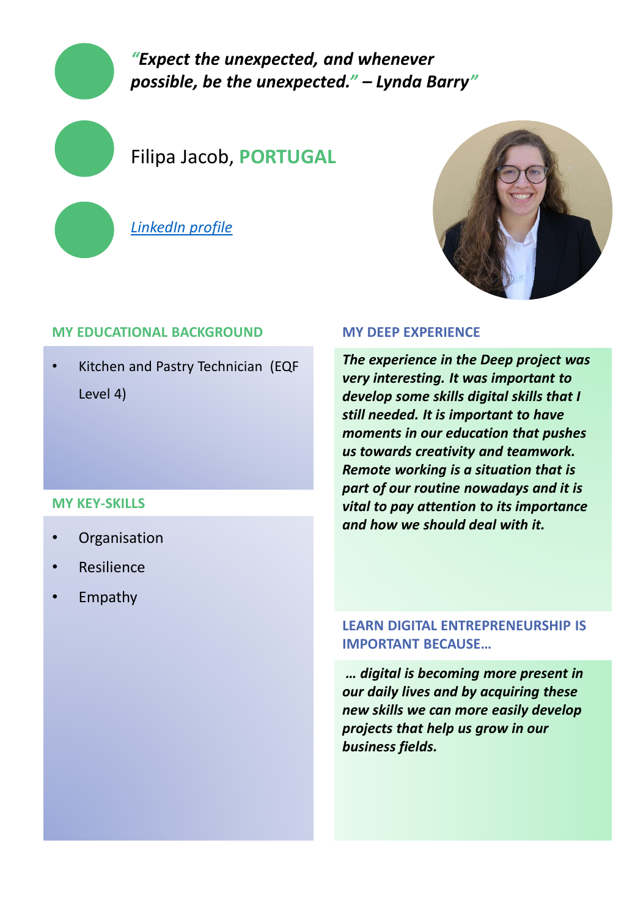*"Expect the unexpected, and whenever possible, be the unexpected." – Lynda Barry"*

Filipa Jacob, **PORTUGAL**

[LinkedIn profile]

### MY EDUCATIONAL BACKGROUND

- Kitchen and Pastry Technician (EQF Level 4)

### MY KEY-SKILLS

- Organisation
- Resilience
- Empathy

### MY DEEP EXPERIENCE

***The experience in the Deep project was very interesting. It was important to develop some skills digital skills that I still needed. It is important to have moments in our education that pushes us towards creativity and teamwork. Remote working is a situation that is part of our routine nowadays and it is vital to pay attention to its importance and how we should deal with it.***

### LEARN DIGITAL ENTREPRENEURSHIP IS IMPORTANT BECAUSE…

***… digital is becoming more present in our daily lives and by acquiring these new skills we can more easily develop projects that help us grow in our business fields.***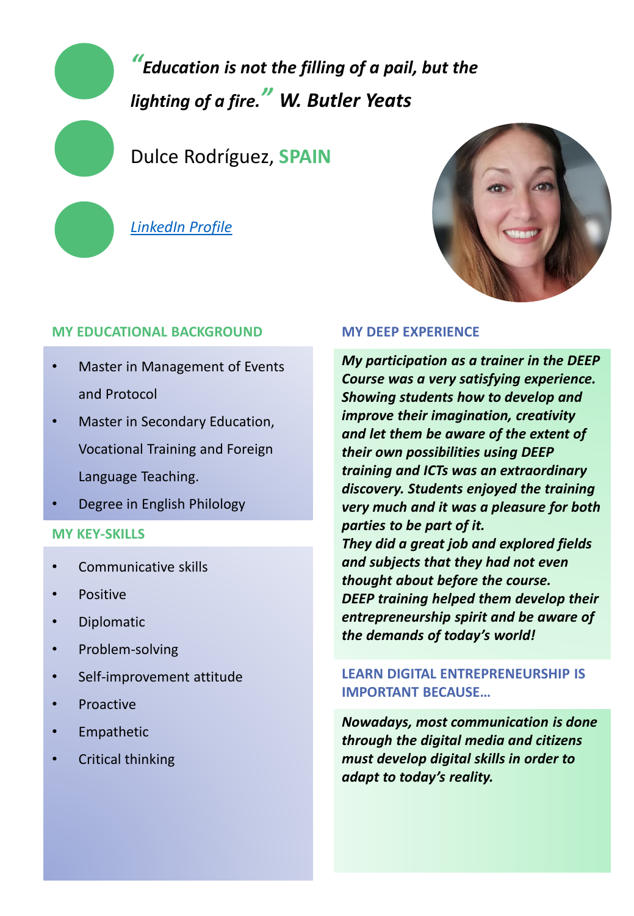*"Education is not the filling of a pail, but the lighting of a fire."* ***W. Butler Yeats***

Dulce Rodríguez, **SPAIN**

[LinkedIn Profile]()

## MY EDUCATIONAL BACKGROUND

- Master in Management of Events and Protocol
- Master in Secondary Education, Vocational Training and Foreign Language Teaching.
- Degree in English Philology

## MY KEY-SKILLS

- Communicative skills
- Positive
- Diplomatic
- Problem-solving
- Self-improvement attitude
- Proactive
- Empathetic
- Critical thinking

## MY DEEP EXPERIENCE

***My participation as a trainer in the DEEP Course was a very satisfying experience. Showing students how to develop and improve their imagination, creativity and let them be aware of the extent of their own possibilities using DEEP training and ICTs was an extraordinary discovery. Students enjoyed the training very much and it was a pleasure for both parties to be part of it.***

***They did a great job and explored fields and subjects that they had not even thought about before the course.***

***DEEP training helped them develop their entrepreneurship spirit and be aware of the demands of today's world!***

## LEARN DIGITAL ENTREPRENEURSHIP IS IMPORTANT BECAUSE…

***Nowadays, most communication is done through the digital media and citizens must develop digital skills in order to adapt to today's reality.***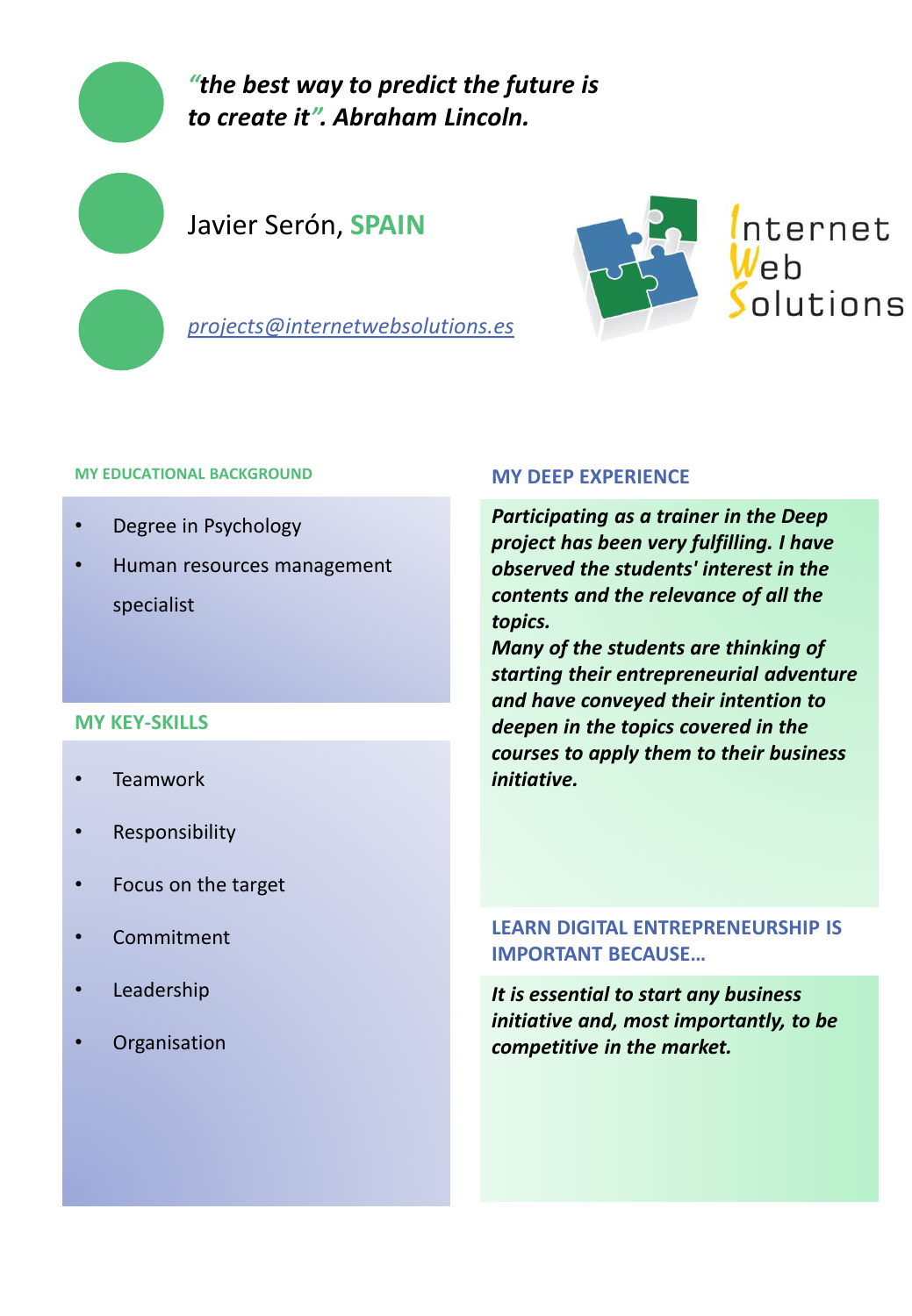*"the best way to predict the future is to create it". Abraham Lincoln.*

Javier Serón, **SPAIN**

[projects@internetwebsolutions.es](mailto:projects@internetwebsolutions.es)

Internet Web Solutions

### MY EDUCATIONAL BACKGROUND

- Degree in Psychology
- Human resources management specialist

### MY KEY-SKILLS

- Teamwork
- Responsibility
- Focus on the target
- Commitment
- Leadership
- Organisation

### MY DEEP EXPERIENCE

***Participating as a trainer in the Deep project has been very fulfilling. I have observed the students' interest in the contents and the relevance of all the topics.***
***Many of the students are thinking of starting their entrepreneurial adventure and have conveyed their intention to deepen in the topics covered in the courses to apply them to their business initiative.***

### LEARN DIGITAL ENTREPRENEURSHIP IS IMPORTANT BECAUSE…

***It is essential to start any business initiative and, most importantly, to be competitive in the market.***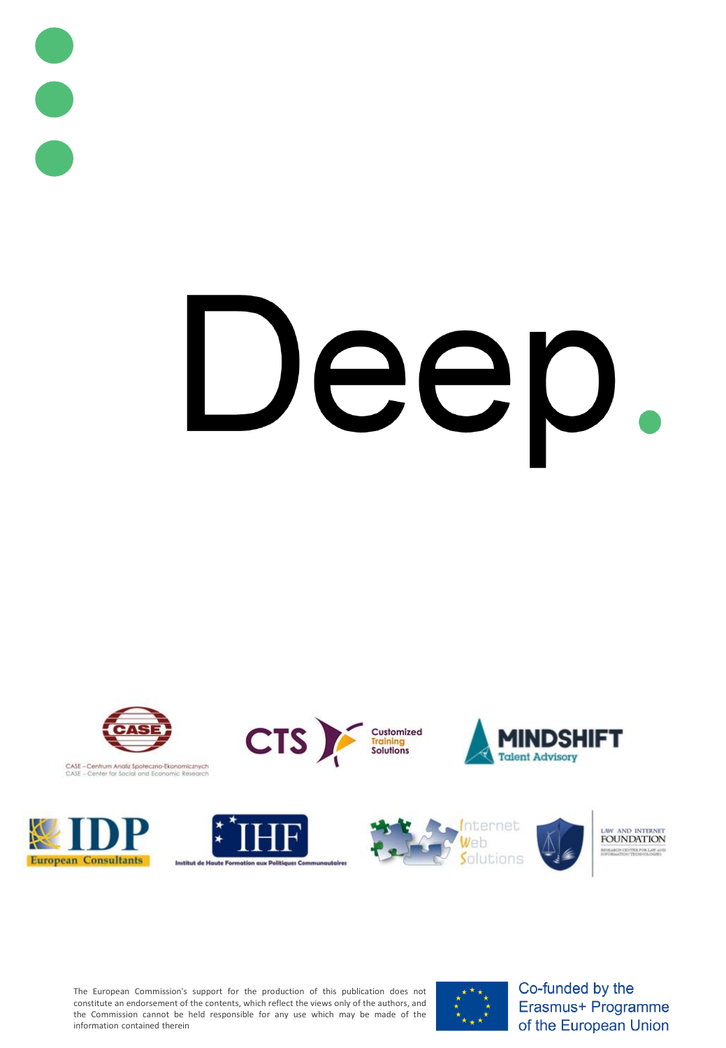# Deep.

CASE – Centrum Analiz Społeczno-Ekonomicznych
CASE – Center for Social and Economic Research

CTS Customized Training Solutions

MINDSHIFT Talent Advisory

IDP European Consultants

IHF Institut de Haute Formation aux Politiques Communautaires

Internet Web Solutions

LAW AND INTERNET FOUNDATION

The European Commission's support for the production of this publication does not constitute an endorsement of the contents, which reflect the views only of the authors, and the Commission cannot be held responsible for any use which may be made of the information contained therein

Co-funded by the Erasmus+ Programme of the European Union